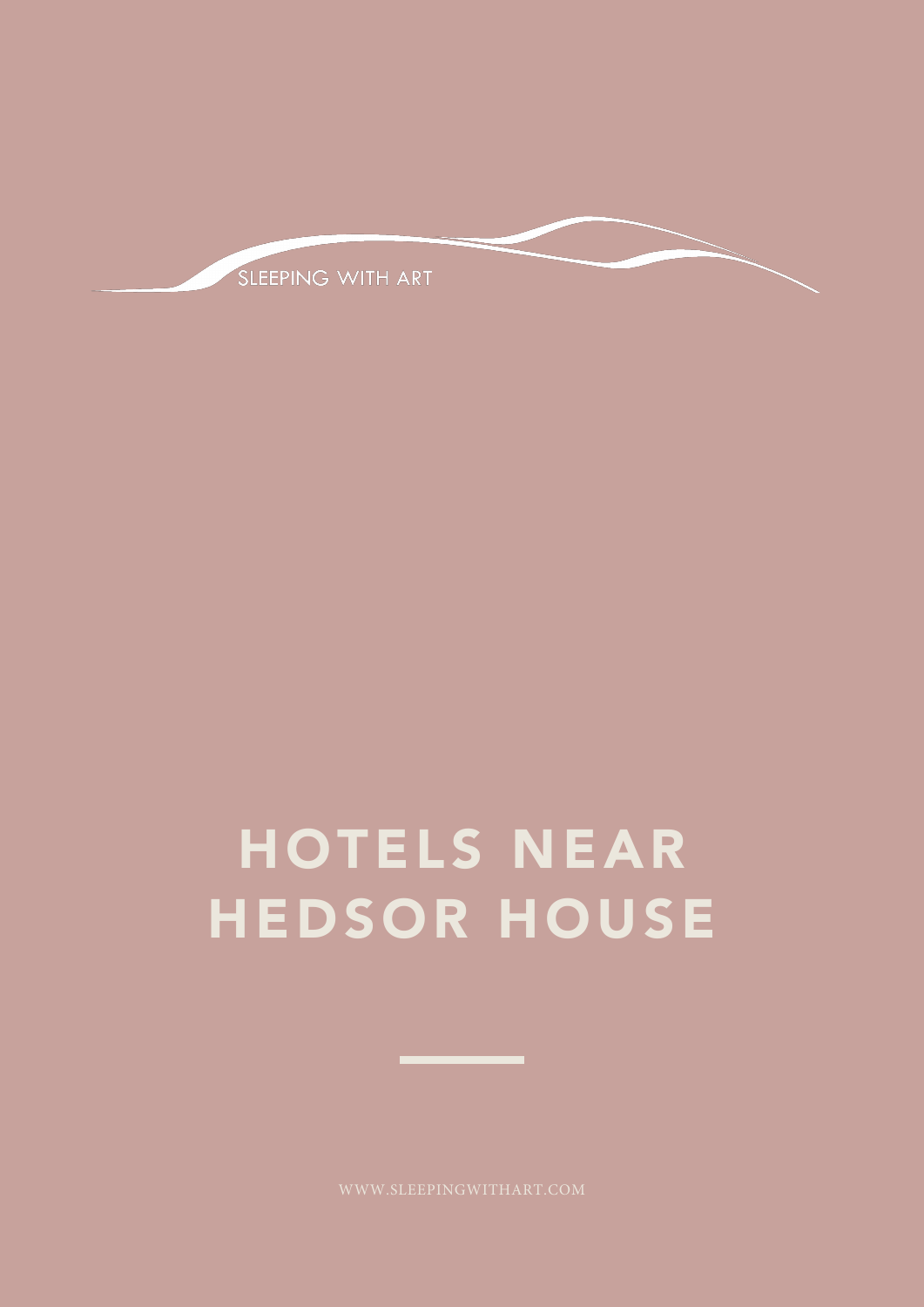SLEEPING WITH ART

# HOTELS NEAR HEDSOR HOUSE

WWW.SLEEPINGWITHART.COM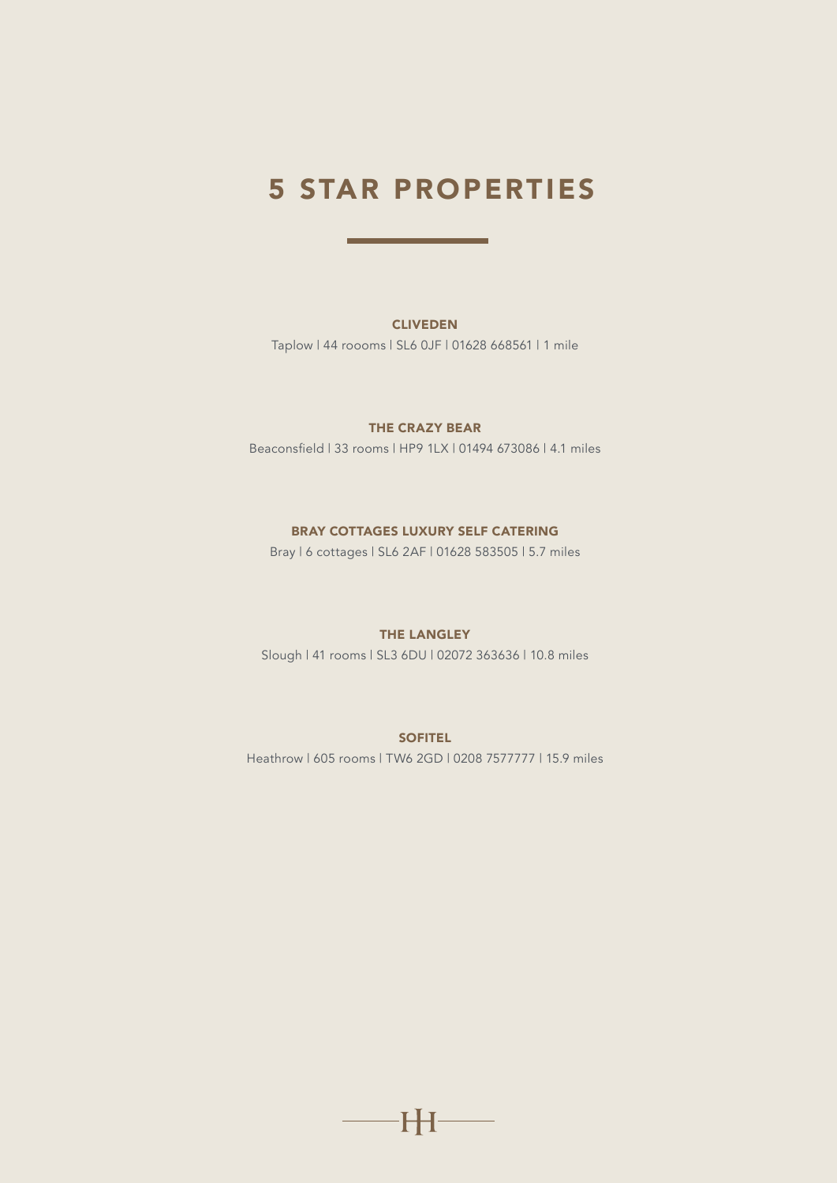# 5 STAR PROPERTIES

**CLIVEDEN**

Taplow | 44 roooms | SL6 0JF | 01628 668561 | 1 mile

**THE CRAZY BEAR**

Beaconsfield | 33 rooms | HP9 1LX | 01494 673086 | 4.1 miles

**BRAY COTTAGES LUXURY SELF CATERING**

Bray | 6 cottages | SL6 2AF | 01628 583505 | 5.7 miles

**THE LANGLEY**

Slough | 41 rooms | SL3 6DU | 02072 363636 | 10.8 miles

**SOFITEL**

Heathrow | 605 rooms | TW6 2GD | 0208 7577777 | 15.9 miles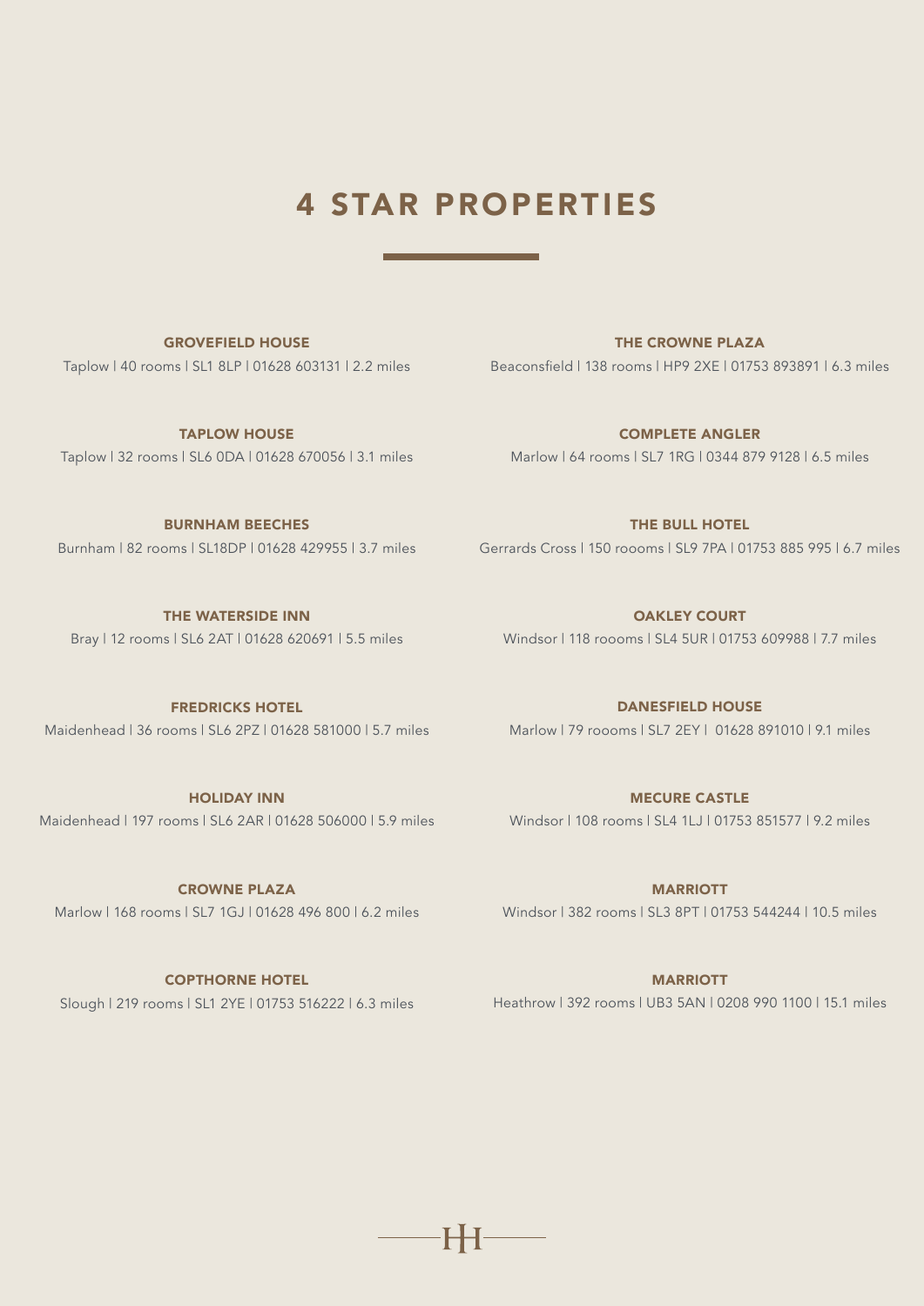# 4 STAR PROPERTIES

**GROVEFIELD HOUSE**
Taplow | 40 rooms | SL1 8LP | 01628 603131 | 2.2 miles

**TAPLOW HOUSE**
Taplow | 32 rooms | SL6 0DA | 01628 670056 | 3.1 miles

**BURNHAM BEECHES**
Burnham | 82 rooms | SL18DP | 01628 429955 | 3.7 miles

**THE WATERSIDE INN**
Bray | 12 rooms | SL6 2AT | 01628 620691 | 5.5 miles

**FREDRICKS HOTEL**
Maidenhead | 36 rooms | SL6 2PZ | 01628 581000 | 5.7 miles

**HOLIDAY INN**
Maidenhead | 197 rooms | SL6 2AR | 01628 506000 | 5.9 miles

**CROWNE PLAZA**
Marlow | 168 rooms | SL7 1GJ | 01628 496 800 | 6.2 miles

**COPTHORNE HOTEL**
Slough | 219 rooms | SL1 2YE | 01753 516222 | 6.3 miles

**THE CROWNE PLAZA**
Beaconsfield | 138 rooms | HP9 2XE | 01753 893891 | 6.3 miles

**COMPLETE ANGLER**
Marlow | 64 rooms | SL7 1RG | 0344 879 9128 | 6.5 miles

**THE BULL HOTEL**
Gerrards Cross | 150 roooms | SL9 7PA | 01753 885 995 | 6.7 miles

**OAKLEY COURT**
Windsor | 118 roooms | SL4 5UR | 01753 609988 | 7.7 miles

**DANESFIELD HOUSE**
Marlow | 79 roooms | SL7 2EY | 01628 891010 | 9.1 miles

**MECURE CASTLE**
Windsor | 108 rooms | SL4 1LJ | 01753 851577 | 9.2 miles

**MARRIOTT**
Windsor | 382 rooms | SL3 8PT | 01753 544244 | 10.5 miles

**MARRIOTT**
Heathrow | 392 rooms | UB3 5AN | 0208 990 1100 | 15.1 miles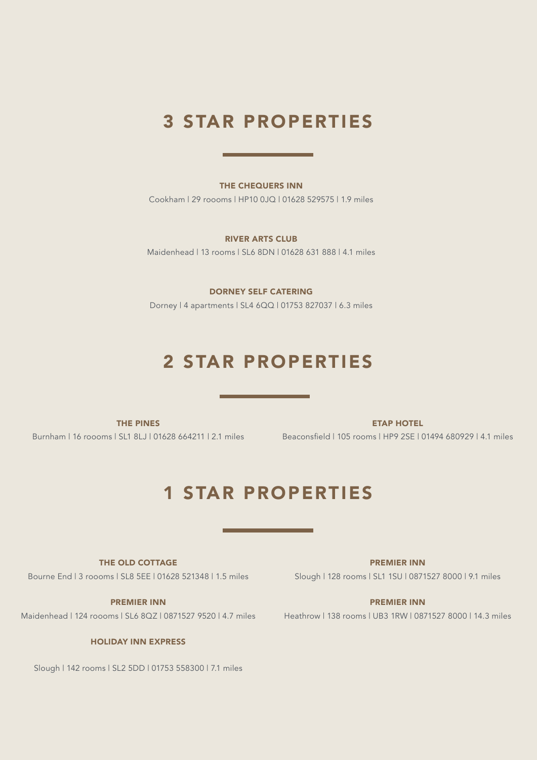# 3 STAR PROPERTIES

**THE CHEQUERS INN**

Cookham | 29 roooms | HP10 0JQ | 01628 529575 | 1.9 miles

**RIVER ARTS CLUB**

Maidenhead | 13 rooms | SL6 8DN | 01628 631 888 | 4.1 miles

**DORNEY SELF CATERING**

Dorney | 4 apartments | SL4 6QQ | 01753 827037 | 6.3 miles

# 2 STAR PROPERTIES

**THE PINES**

Burnham | 16 roooms | SL1 8LJ | 01628 664211 | 2.1 miles

**ETAP HOTEL**

Beaconsfield | 105 rooms | HP9 2SE | 01494 680929 | 4.1 miles

# 1 STAR PROPERTIES

**THE OLD COTTAGE**

Bourne End | 3 roooms | SL8 5EE | 01628 521348 | 1.5 miles

**PREMIER INN**

Maidenhead | 124 roooms | SL6 8QZ | 0871527 9520 | 4.7 miles

**HOLIDAY INN EXPRESS**

Slough | 142 rooms | SL2 5DD | 01753 558300 | 7.1 miles

**PREMIER INN**

Slough | 128 rooms | SL1 1SU | 0871527 8000 | 9.1 miles

**PREMIER INN**

Heathrow | 138 rooms | UB3 1RW | 0871527 8000 | 14.3 miles